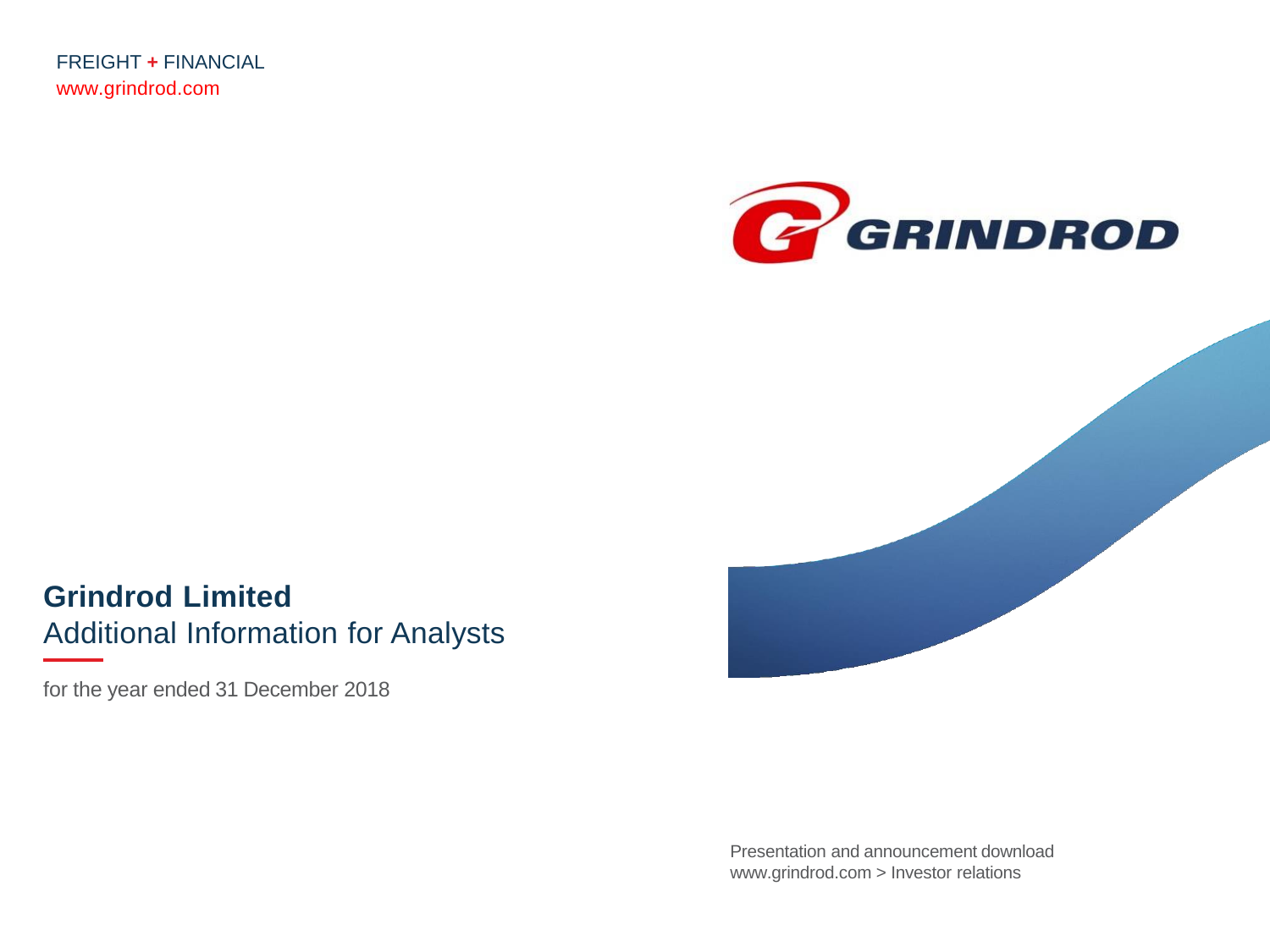FREIGHT + FINANCIAL
www.grindrod.com

GRINDROD

# Grindrod Limited

## Additional Information for Analysts

for the year ended 31 December 2018

Presentation and announcement download
www.grindrod.com > Investor relations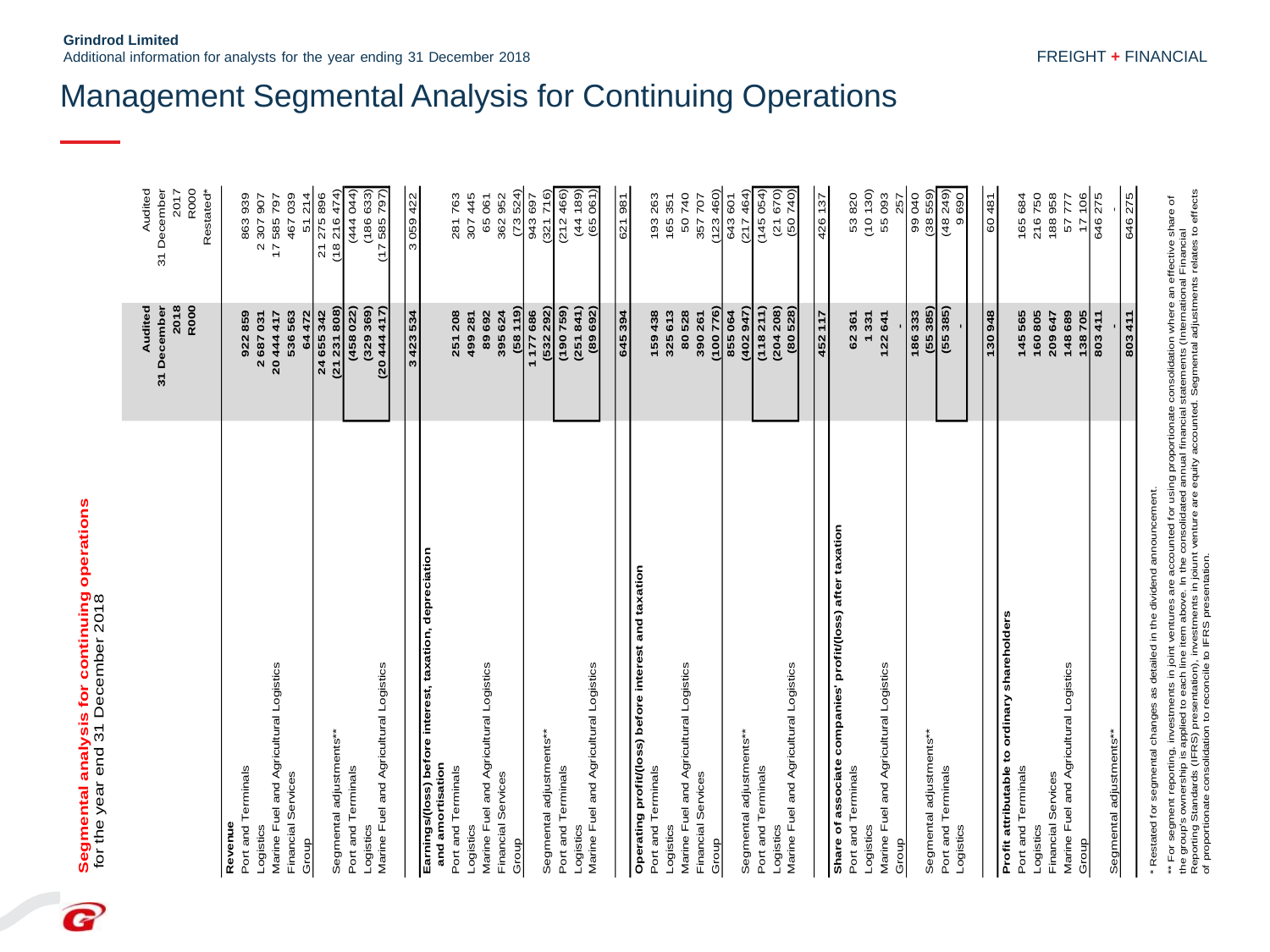# Management Segmental Analysis for Continuing Operations

**Segmental analysis for continuing operations**
for the year end 31 December 2018

| | Audited 31 December 2018 R000 | Audited 31 December 2017 R000 Restated* |
|---|---|---|
| **Revenue** | | |
| Port and Terminals | 922 859 | 863 939 |
| Logistics | 2 687 031 | 2 307 907 |
| Marine Fuel and Agricultural Logistics | 20 444 417 | 17 585 797 |
| Financial Services | 536 563 | 467 039 |
| Group | 64 472 | 51 214 |
| | 24 655 342 | 21 275 896 |
| Segmental adjustments** | (21 231 808) | (18 216 474) |
| Port and Terminals | (458 022) | (444 044) |
| Logistics | (329 369) | (186 633) |
| Marine Fuel and Agricultural Logistics | (20 444 417) | (17 585 797) |
| | 3 423 534 | 3 059 422 |
| **Earnings/(loss) before interest, taxation, depreciation and amortisation** | | |
| Port and Terminals | 251 208 | 281 763 |
| Logistics | 499 281 | 307 445 |
| Marine Fuel and Agricultural Logistics | 89 692 | 65 061 |
| Financial Services | 395 624 | 362 952 |
| Group | (58 119) | (73 524) |
| | 1 177 686 | 943 697 |
| Segmental adjustments** | (532 292) | (321 716) |
| Port and Terminals | (190 759) | (212 466) |
| Logistics | (251 841) | (44 189) |
| Marine Fuel and Agricultural Logistics | (89 692) | (65 061) |
| | 645 394 | 621 981 |
| **Operating profit/(loss) before interest and taxation** | | |
| Port and Terminals | 159 438 | 193 263 |
| Logistics | 325 613 | 165 351 |
| Marine Fuel and Agricultural Logistics | 80 528 | 50 740 |
| Financial Services | 390 261 | 357 707 |
| Group | (100 776) | (123 460) |
| | 855 064 | 643 601 |
| Segmental adjustments** | (402 947) | (217 464) |
| Port and Terminals | (118 211) | (145 054) |
| Logistics | (204 208) | (21 670) |
| Marine Fuel and Agricultural Logistics | (80 528) | (50 740) |
| | 452 117 | 426 137 |
| **Share of associate companies' profit/(loss) after taxation** | | |
| Port and Terminals | 62 361 | 53 820 |
| Logistics | 1 331 | (10 130) |
| Marine Fuel and Agricultural Logistics | 122 641 | 55 093 |
| Group | - | 257 |
| | 186 333 | 99 040 |
| Segmental adjustments** | (55 385) | (38 559) |
| Port and Terminals | (55 385) | (48 249) |
| Logistics | - | 9 690 |
| | 130 948 | 60 481 |
| **Profit attributable to ordinary shareholders** | | |
| Port and Terminals | 145 565 | 165 684 |
| Logistics | 160 805 | 216 750 |
| Financial Services | 209 647 | 188 958 |
| Marine Fuel and Agricultural Logistics | 148 689 | 57 777 |
| Group | 138 705 | 17 106 |
| | 803 411 | 646 275 |
| Segmental adjustments** | - | - |
| | 803 411 | 646 275 |

\* Restated for segmental changes as detailed in the dividend announcement.

\*\* For segment reporting, investments in joint ventures are accounted for using proportionate consolidation where an effective share of the group's ownership is applied to each line item above. In the consolidated annual financial statements (International Financial Reporting Standards (IFRS) presentation), investments in joint venture are equity accounted. Segmental adjustments relates to effects of proportionate consolidation to reconcile to IFRS presentation.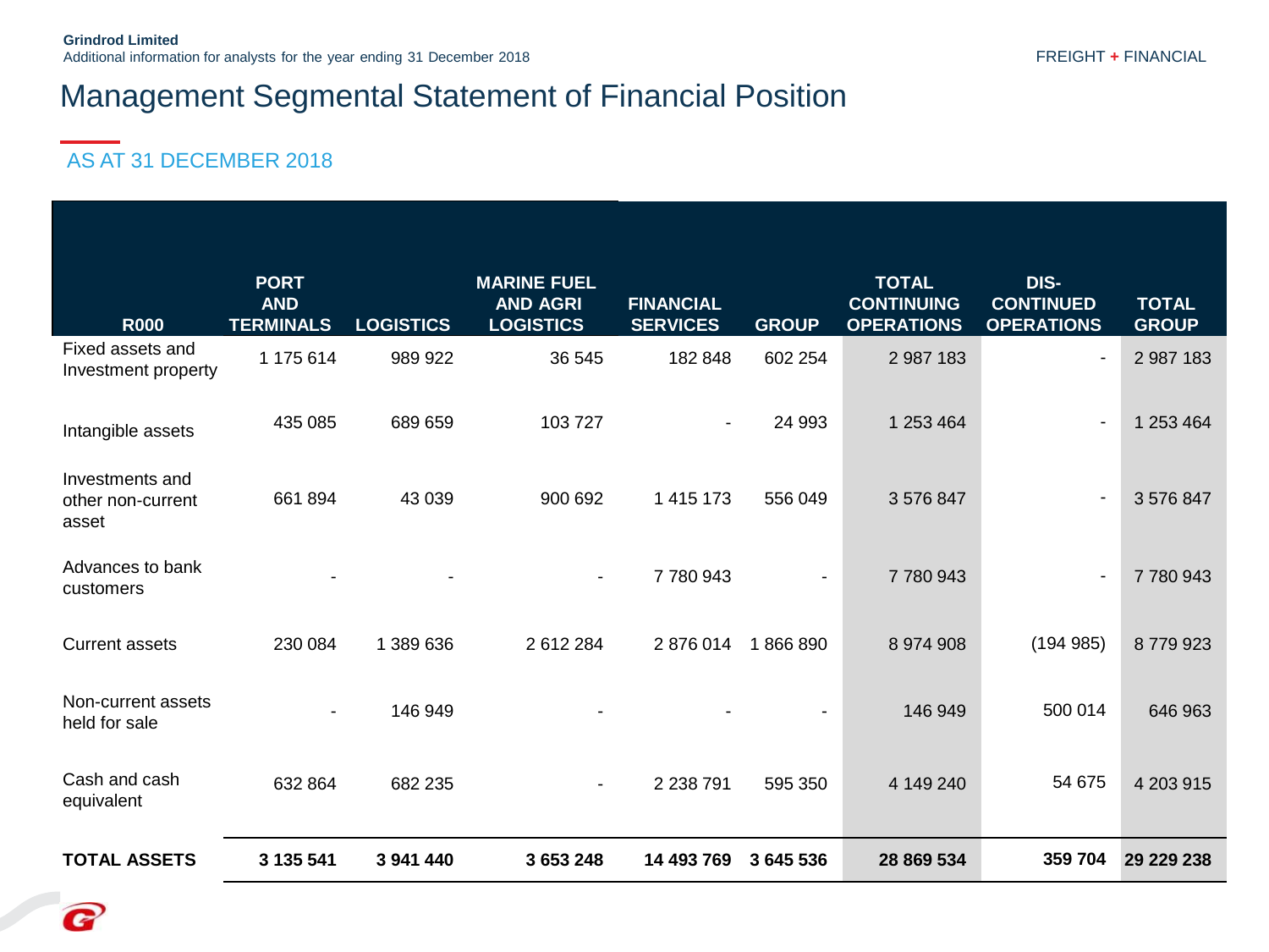Grindrod Limited
Additional information for analysts for the year ending 31 December 2018

FREIGHT + FINANCIAL

# Management Segmental Statement of Financial Position

## AS AT 31 DECEMBER 2018

| R000 | PORT AND TERMINALS | LOGISTICS | MARINE FUEL AND AGRI LOGISTICS | FINANCIAL SERVICES | GROUP | TOTAL CONTINUING OPERATIONS | DIS-CONTINUED OPERATIONS | TOTAL GROUP |
|---|---|---|---|---|---|---|---|---|
| Fixed assets and Investment property | 1 175 614 | 989 922 | 36 545 | 182 848 | 602 254 | 2 987 183 | - | 2 987 183 |
| Intangible assets | 435 085 | 689 659 | 103 727 | - | 24 993 | 1 253 464 | - | 1 253 464 |
| Investments and other non-current asset | 661 894 | 43 039 | 900 692 | 1 415 173 | 556 049 | 3 576 847 | - | 3 576 847 |
| Advances to bank customers | - | - | - | 7 780 943 | - | 7 780 943 | - | 7 780 943 |
| Current assets | 230 084 | 1 389 636 | 2 612 284 | 2 876 014 | 1 866 890 | 8 974 908 | (194 985) | 8 779 923 |
| Non-current assets held for sale | - | 146 949 | - | - | - | 146 949 | 500 014 | 646 963 |
| Cash and cash equivalent | 632 864 | 682 235 | - | 2 238 791 | 595 350 | 4 149 240 | 54 675 | 4 203 915 |
| **TOTAL ASSETS** | **3 135 541** | **3 941 440** | **3 653 248** | **14 493 769** | **3 645 536** | **28 869 534** | **359 704** | **29 229 238** |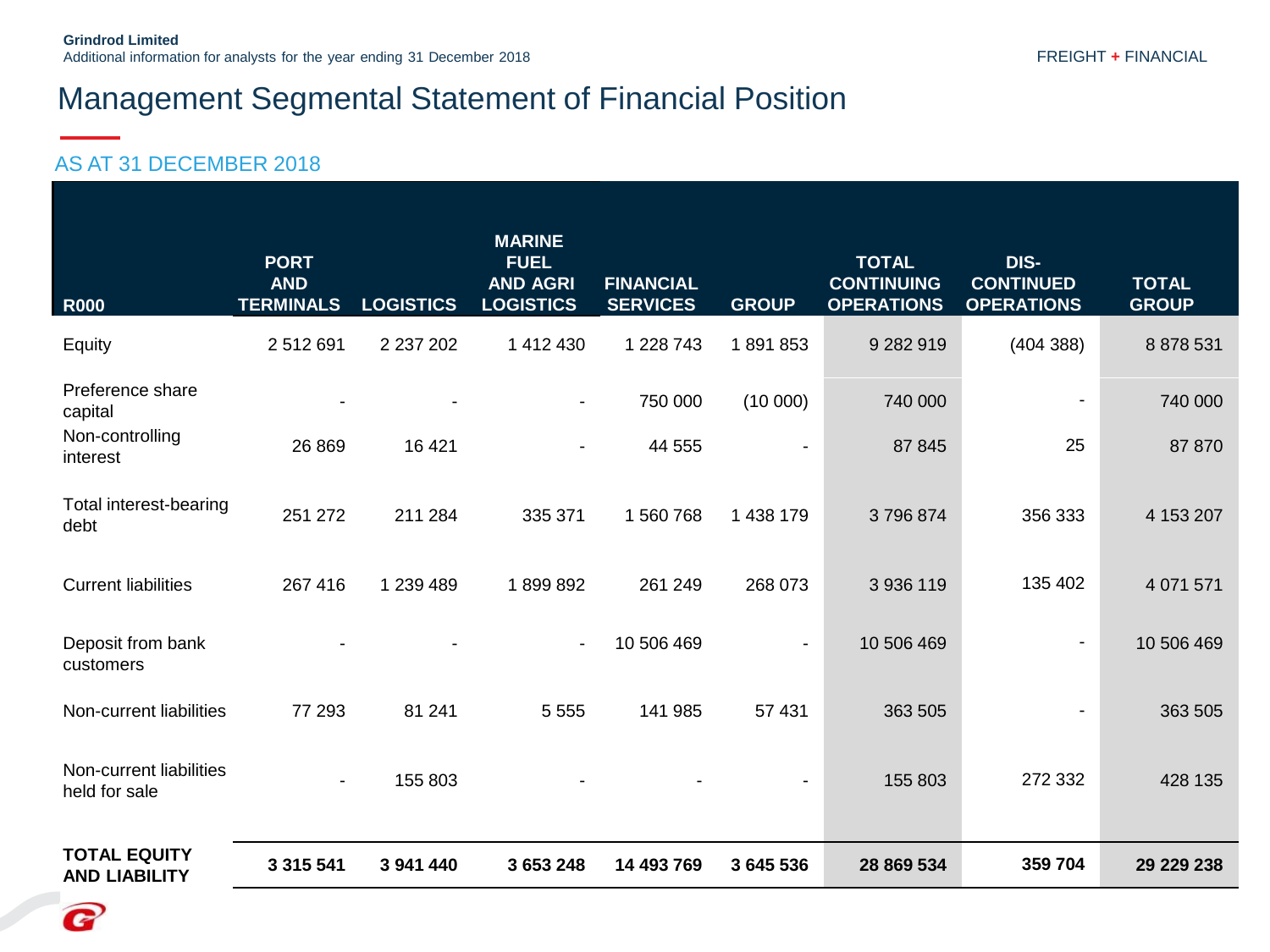# Management Segmental Statement of Financial Position

## AS AT 31 DECEMBER 2018

| R000 | PORT AND TERMINALS | LOGISTICS | MARINE FUEL AND AGRI LOGISTICS | FINANCIAL SERVICES | GROUP | TOTAL CONTINUING OPERATIONS | DIS-CONTINUED OPERATIONS | TOTAL GROUP |
|---|---|---|---|---|---|---|---|---|
| Equity | 2 512 691 | 2 237 202 | 1 412 430 | 1 228 743 | 1 891 853 | 9 282 919 | (404 388) | 8 878 531 |
| Preference share capital | - | - | - | 750 000 | (10 000) | 740 000 | - | 740 000 |
| Non-controlling interest | 26 869 | 16 421 | - | 44 555 | - | 87 845 | 25 | 87 870 |
| Total interest-bearing debt | 251 272 | 211 284 | 335 371 | 1 560 768 | 1 438 179 | 3 796 874 | 356 333 | 4 153 207 |
| Current liabilities | 267 416 | 1 239 489 | 1 899 892 | 261 249 | 268 073 | 3 936 119 | 135 402 | 4 071 571 |
| Deposit from bank customers | - | - | - | 10 506 469 | - | 10 506 469 | - | 10 506 469 |
| Non-current liabilities | 77 293 | 81 241 | 5 555 | 141 985 | 57 431 | 363 505 | - | 363 505 |
| Non-current liabilities held for sale | - | 155 803 | - | - | - | 155 803 | 272 332 | 428 135 |
| **TOTAL EQUITY AND LIABILITY** | **3 315 541** | **3 941 440** | **3 653 248** | **14 493 769** | **3 645 536** | **28 869 534** | **359 704** | **29 229 238** |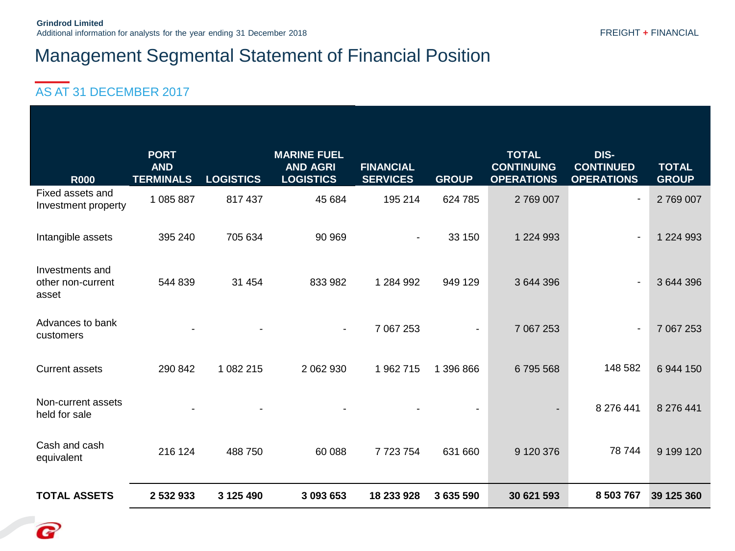Grindrod Limited
Additional information for analysts for the year ending 31 December 2018

FREIGHT + FINANCIAL

# Management Segmental Statement of Financial Position

## AS AT 31 DECEMBER 2017

| R000 | PORT AND TERMINALS | LOGISTICS | MARINE FUEL AND AGRI LOGISTICS | FINANCIAL SERVICES | GROUP | TOTAL CONTINUING OPERATIONS | DIS-CONTINUED OPERATIONS | TOTAL GROUP |
|---|---|---|---|---|---|---|---|---|
| Fixed assets and Investment property | 1 085 887 | 817 437 | 45 684 | 195 214 | 624 785 | 2 769 007 | - | 2 769 007 |
| Intangible assets | 395 240 | 705 634 | 90 969 | - | 33 150 | 1 224 993 | - | 1 224 993 |
| Investments and other non-current asset | 544 839 | 31 454 | 833 982 | 1 284 992 | 949 129 | 3 644 396 | - | 3 644 396 |
| Advances to bank customers | - | - | - | 7 067 253 | - | 7 067 253 | - | 7 067 253 |
| Current assets | 290 842 | 1 082 215 | 2 062 930 | 1 962 715 | 1 396 866 | 6 795 568 | 148 582 | 6 944 150 |
| Non-current assets held for sale | - | - | - | - | - | - | 8 276 441 | 8 276 441 |
| Cash and cash equivalent | 216 124 | 488 750 | 60 088 | 7 723 754 | 631 660 | 9 120 376 | 78 744 | 9 199 120 |
| **TOTAL ASSETS** | **2 532 933** | **3 125 490** | **3 093 653** | **18 233 928** | **3 635 590** | **30 621 593** | **8 503 767** | **39 125 360** |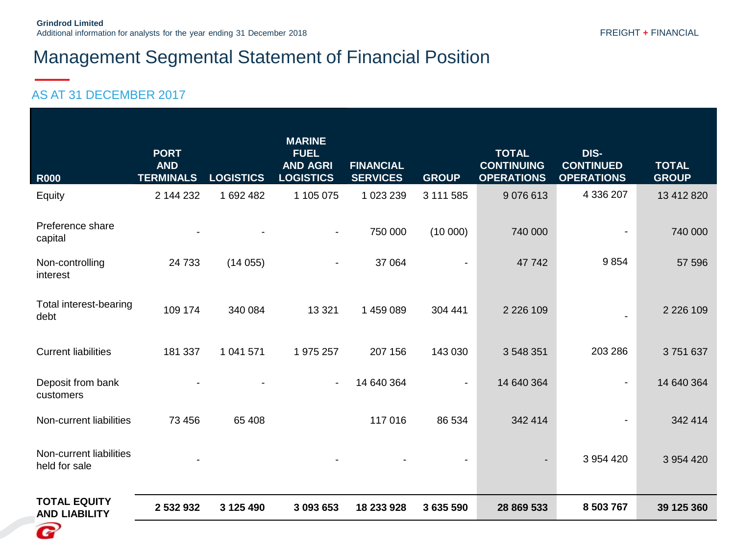Grindrod Limited
Additional information for analysts for the year ending 31 December 2018

FREIGHT + FINANCIAL

# Management Segmental Statement of Financial Position

## AS AT 31 DECEMBER 2017

| R000 | PORT AND TERMINALS | LOGISTICS | MARINE FUEL AND AGRI LOGISTICS | FINANCIAL SERVICES | GROUP | TOTAL CONTINUING OPERATIONS | DIS-CONTINUED OPERATIONS | TOTAL GROUP |
|---|---|---|---|---|---|---|---|---|
| Equity | 2 144 232 | 1 692 482 | 1 105 075 | 1 023 239 | 3 111 585 | 9 076 613 | 4 336 207 | 13 412 820 |
| Preference share capital | - | - | - | 750 000 | (10 000) | 740 000 | - | 740 000 |
| Non-controlling interest | 24 733 | (14 055) | - | 37 064 | - | 47 742 | 9 854 | 57 596 |
| Total interest-bearing debt | 109 174 | 340 084 | 13 321 | 1 459 089 | 304 441 | 2 226 109 | - | 2 226 109 |
| Current liabilities | 181 337 | 1 041 571 | 1 975 257 | 207 156 | 143 030 | 3 548 351 | 203 286 | 3 751 637 |
| Deposit from bank customers | - | - | - | 14 640 364 | - | 14 640 364 | - | 14 640 364 |
| Non-current liabilities | 73 456 | 65 408 | | 117 016 | 86 534 | 342 414 | - | 342 414 |
| Non-current liabilities held for sale | - | | - | - | - | - | 3 954 420 | 3 954 420 |
| **TOTAL EQUITY AND LIABILITY** | **2 532 932** | **3 125 490** | **3 093 653** | **18 233 928** | **3 635 590** | **28 869 533** | **8 503 767** | **39 125 360** |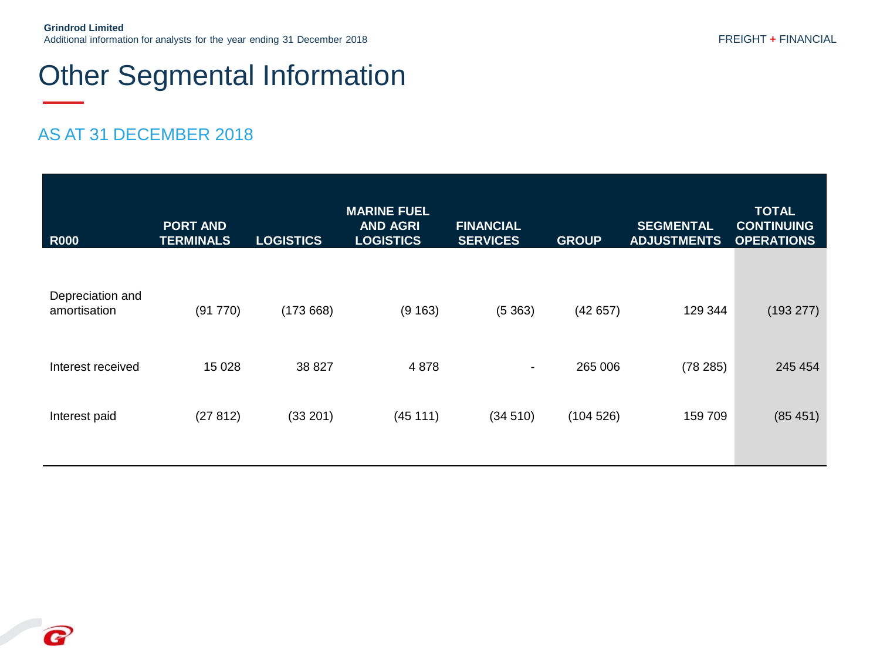# Other Segmental Information

## AS AT 31 DECEMBER 2018

| R000 | PORT AND TERMINALS | LOGISTICS | MARINE FUEL AND AGRI LOGISTICS | FINANCIAL SERVICES | GROUP | SEGMENTAL ADJUSTMENTS | TOTAL CONTINUING OPERATIONS |
|---|---|---|---|---|---|---|---|
| Depreciation and amortisation | (91 770) | (173 668) | (9 163) | (5 363) | (42 657) | 129 344 | (193 277) |
| Interest received | 15 028 | 38 827 | 4 878 | - | 265 006 | (78 285) | 245 454 |
| Interest paid | (27 812) | (33 201) | (45 111) | (34 510) | (104 526) | 159 709 | (85 451) |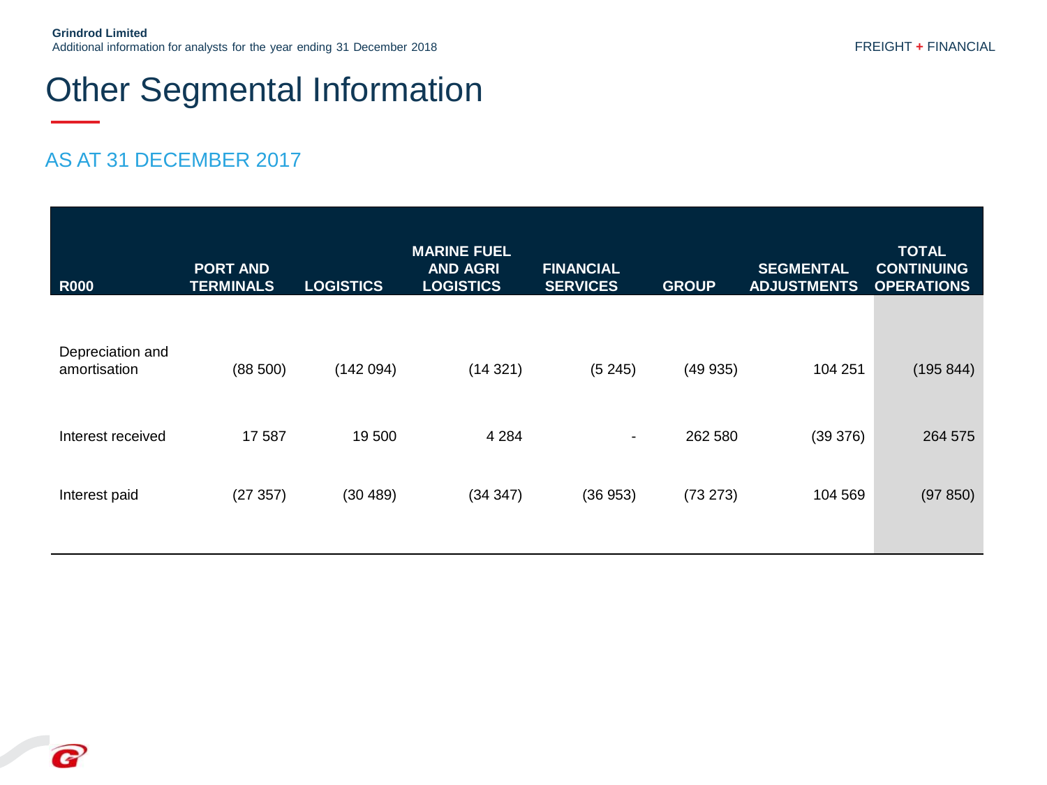# Other Segmental Information

## AS AT 31 DECEMBER 2017

| R000 | PORT AND TERMINALS | LOGISTICS | MARINE FUEL AND AGRI LOGISTICS | FINANCIAL SERVICES | GROUP | SEGMENTAL ADJUSTMENTS | TOTAL CONTINUING OPERATIONS |
|---|---|---|---|---|---|---|---|
| Depreciation and amortisation | (88 500) | (142 094) | (14 321) | (5 245) | (49 935) | 104 251 | (195 844) |
| Interest received | 17 587 | 19 500 | 4 284 | - | 262 580 | (39 376) | 264 575 |
| Interest paid | (27 357) | (30 489) | (34 347) | (36 953) | (73 273) | 104 569 | (97 850) |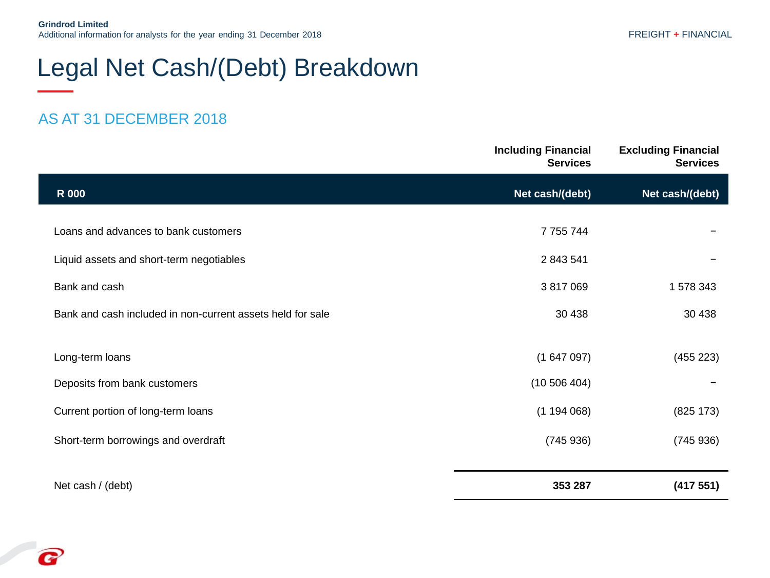# Legal Net Cash/(Debt) Breakdown

## AS AT 31 DECEMBER 2018

| R 000 | Including Financial Services<br>Net cash/(debt) | Excluding Financial Services<br>Net cash/(debt) |
|---|---|---|
| Loans and advances to bank customers | 7 755 744 | – |
| Liquid assets and short-term negotiables | 2 843 541 | – |
| Bank and cash | 3 817 069 | 1 578 343 |
| Bank and cash included in non-current assets held for sale | 30 438 | 30 438 |
| Long-term loans | (1 647 097) | (455 223) |
| Deposits from bank customers | (10 506 404) | – |
| Current portion of long-term loans | (1 194 068) | (825 173) |
| Short-term borrowings and overdraft | (745 936) | (745 936) |
| Net cash / (debt) | **353 287** | **(417 551)** |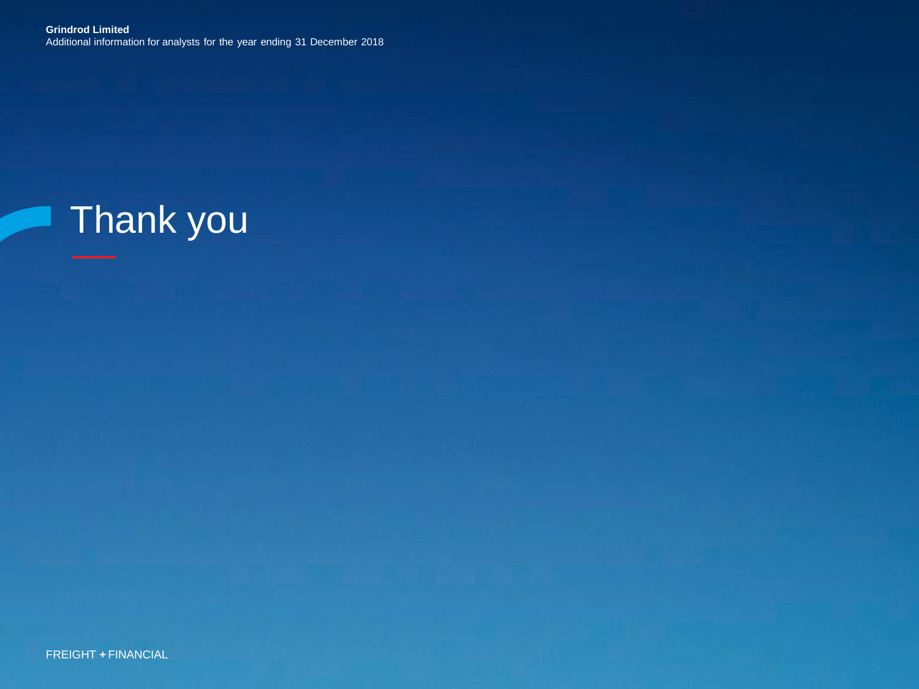# Thank you

FREIGHT + FINANCIAL